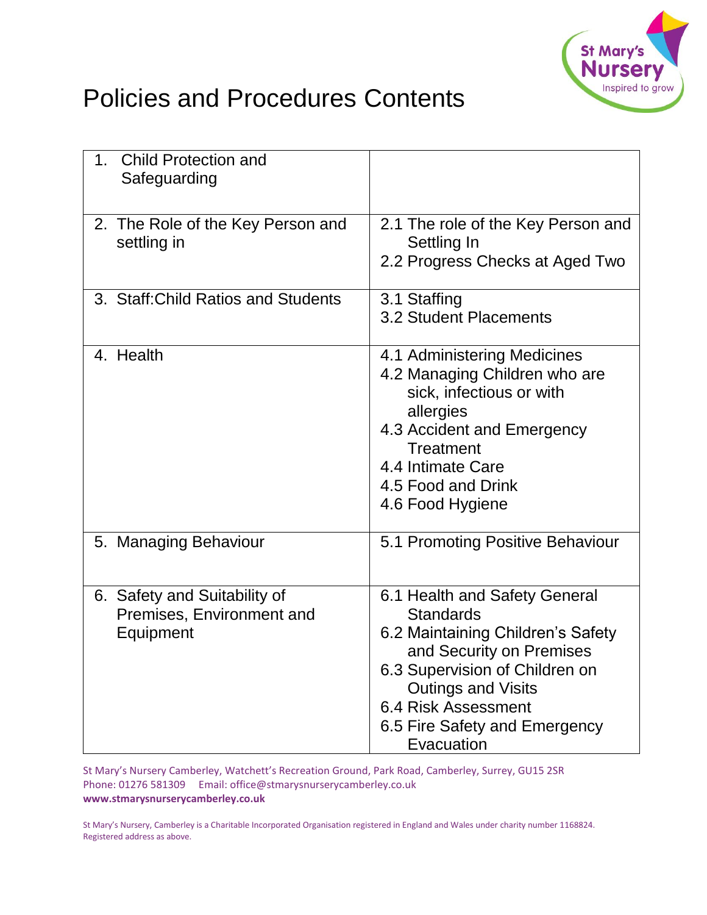# Policies and Procedures Contents

| | |
|---|---|
| 1. Child Protection and Safeguarding | |
| 2. The Role of the Key Person and settling in | 2.1 The role of the Key Person and Settling In<br>2.2 Progress Checks at Aged Two |
| 3. Staff:Child Ratios and Students | 3.1 Staffing<br>3.2 Student Placements |
| 4. Health | 4.1 Administering Medicines<br>4.2 Managing Children who are sick, infectious or with allergies<br>4.3 Accident and Emergency Treatment<br>4.4 Intimate Care<br>4.5 Food and Drink<br>4.6 Food Hygiene |
| 5. Managing Behaviour | 5.1 Promoting Positive Behaviour |
| 6. Safety and Suitability of Premises, Environment and Equipment | 6.1 Health and Safety General Standards<br>6.2 Maintaining Children's Safety and Security on Premises<br>6.3 Supervision of Children on Outings and Visits<br>6.4 Risk Assessment<br>6.5 Fire Safety and Emergency Evacuation |

St Mary's Nursery Camberley, Watchett's Recreation Ground, Park Road, Camberley, Surrey, GU15 2SR
Phone: 01276 581309 Email: office@stmarysnurserycamberley.co.uk
**www.stmarysnurserycamberley.co.uk**

St Mary's Nursery, Camberley is a Charitable Incorporated Organisation registered in England and Wales under charity number 1168824. Registered address as above.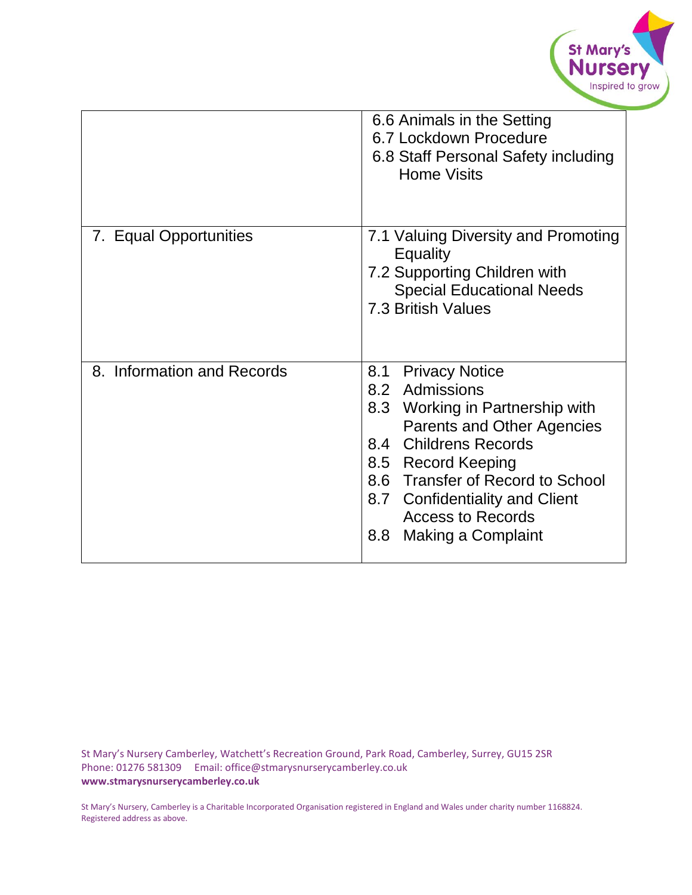| | |
|---|---|
| | 6.6 Animals in the Setting<br>6.7 Lockdown Procedure<br>6.8 Staff Personal Safety including Home Visits |
| 7. Equal Opportunities | 7.1 Valuing Diversity and Promoting Equality<br>7.2 Supporting Children with Special Educational Needs<br>7.3 British Values |
| 8. Information and Records | 8.1 Privacy Notice<br>8.2 Admissions<br>8.3 Working in Partnership with Parents and Other Agencies<br>8.4 Childrens Records<br>8.5 Record Keeping<br>8.6 Transfer of Record to School<br>8.7 Confidentiality and Client Access to Records<br>8.8 Making a Complaint |

St Mary's Nursery Camberley, Watchett's Recreation Ground, Park Road, Camberley, Surrey, GU15 2SR
Phone: 01276 581309 Email: office@stmarysnurserycamberley.co.uk
**www.stmarysnurserycamberley.co.uk**

St Mary's Nursery, Camberley is a Charitable Incorporated Organisation registered in England and Wales under charity number 1168824. Registered address as above.